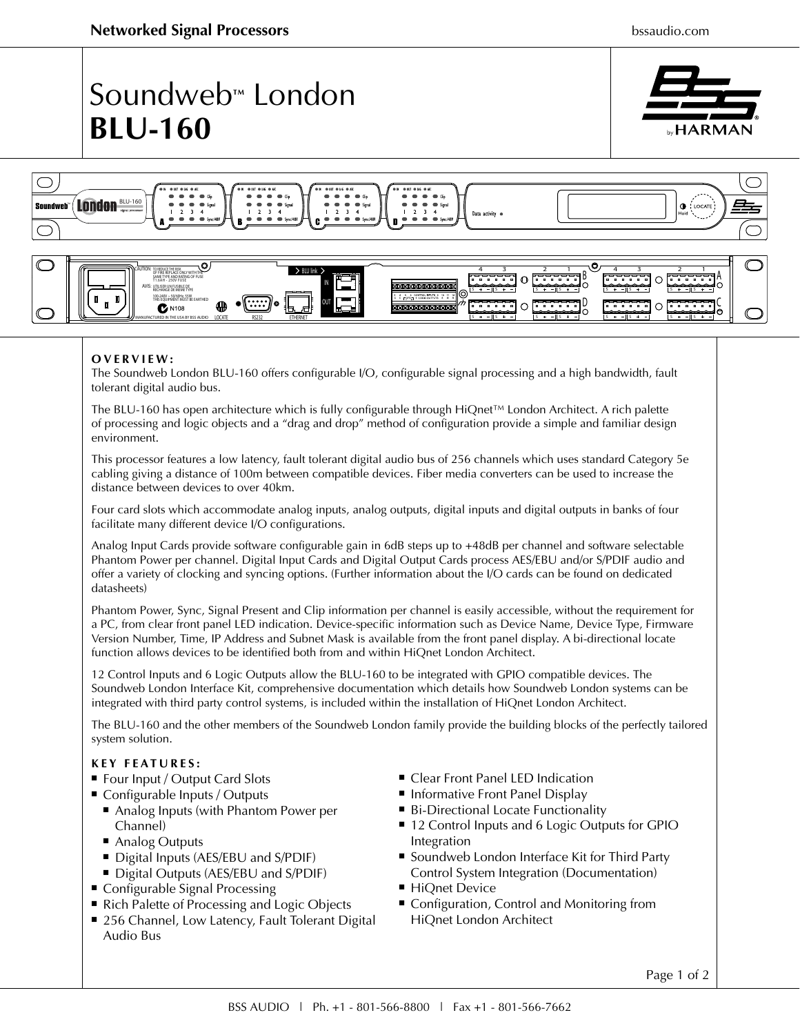Networked Signal Processors

# Soundweb™ London
# BLU-160

## OVERVIEW:

The Soundweb London BLU-160 offers configurable I/O, configurable signal processing and a high bandwidth, fault tolerant digital audio bus.

The BLU-160 has open architecture which is fully configurable through HiQnet™ London Architect. A rich palette of processing and logic objects and a "drag and drop" method of configuration provide a simple and familiar design environment.

This processor features a low latency, fault tolerant digital audio bus of 256 channels which uses standard Category 5e cabling giving a distance of 100m between compatible devices. Fiber media converters can be used to increase the distance between devices to over 40km.

Four card slots which accommodate analog inputs, analog outputs, digital inputs and digital outputs in banks of four facilitate many different device I/O configurations.

Analog Input Cards provide software configurable gain in 6dB steps up to +48dB per channel and software selectable Phantom Power per channel. Digital Input Cards and Digital Output Cards process AES/EBU and/or S/PDIF audio and offer a variety of clocking and syncing options. (Further information about the I/O cards can be found on dedicated datasheets)

Phantom Power, Sync, Signal Present and Clip information per channel is easily accessible, without the requirement for a PC, from clear front panel LED indication. Device-specific information such as Device Name, Device Type, Firmware Version Number, Time, IP Address and Subnet Mask is available from the front panel display. A bi-directional locate function allows devices to be identified both from and within HiQnet London Architect.

12 Control Inputs and 6 Logic Outputs allow the BLU-160 to be integrated with GPIO compatible devices. The Soundweb London Interface Kit, comprehensive documentation which details how Soundweb London systems can be integrated with third party control systems, is included within the installation of HiQnet London Architect.

The BLU-160 and the other members of the Soundweb London family provide the building blocks of the perfectly tailored system solution.

## KEY FEATURES:

- Four Input / Output Card Slots
- Configurable Inputs / Outputs
  - Analog Inputs (with Phantom Power per Channel)
  - Analog Outputs
  - Digital Inputs (AES/EBU and S/PDIF)
  - Digital Outputs (AES/EBU and S/PDIF)
- Configurable Signal Processing
- Rich Palette of Processing and Logic Objects
- 256 Channel, Low Latency, Fault Tolerant Digital Audio Bus
- Clear Front Panel LED Indication
- Informative Front Panel Display
- Bi-Directional Locate Functionality
- 12 Control Inputs and 6 Logic Outputs for GPIO Integration
- Soundweb London Interface Kit for Third Party Control System Integration (Documentation)
- HiQnet Device
- Configuration, Control and Monitoring from HiQnet London Architect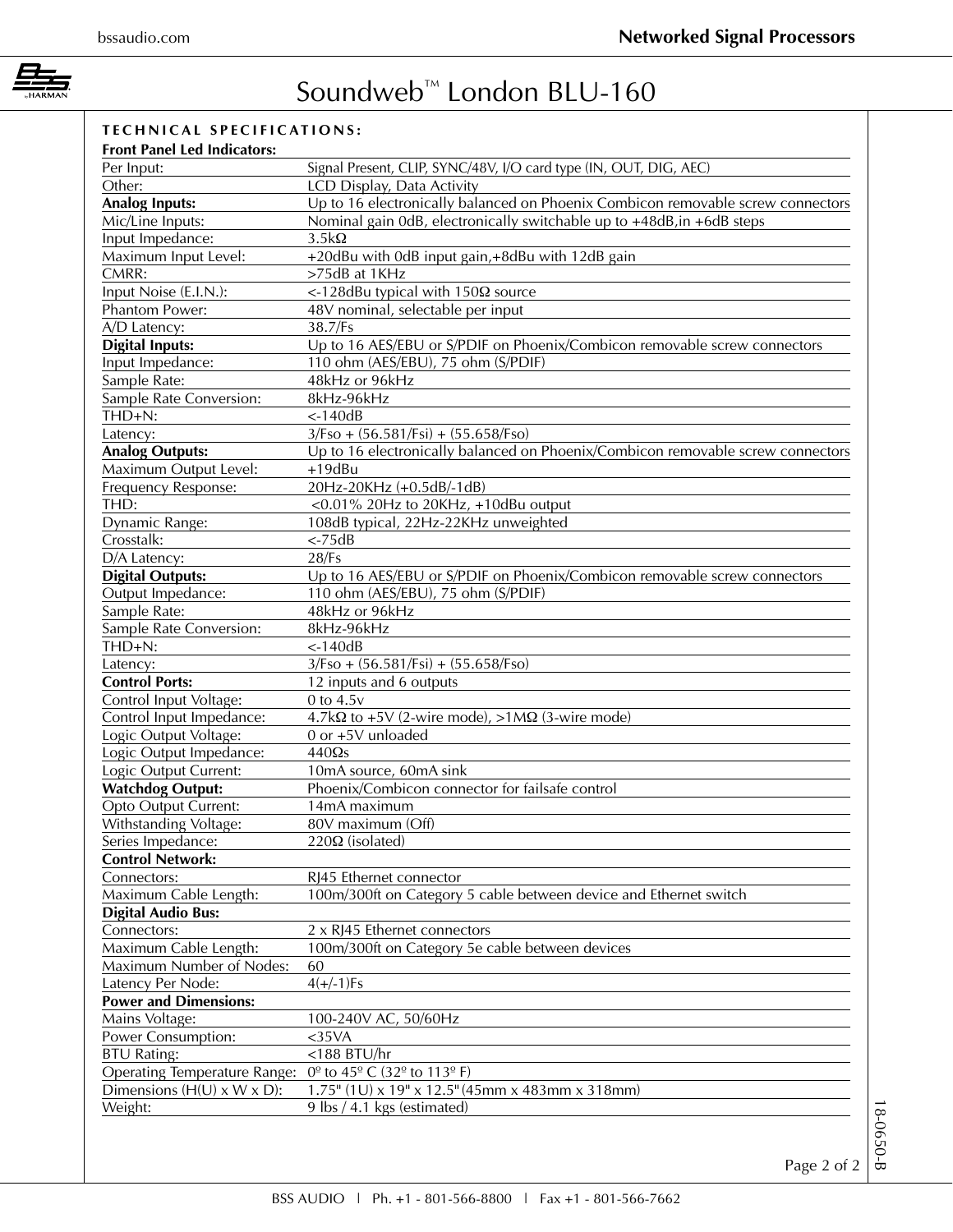# Soundweb™ London BLU-160

**TECHNICAL SPECIFICATIONS:**

| | |
|---|---|
| **Front Panel Led Indicators:** | |
| Per Input: | Signal Present, CLIP, SYNC/48V, I/O card type (IN, OUT, DIG, AEC) |
| Other: | LCD Display, Data Activity |
| **Analog Inputs:** | Up to 16 electronically balanced on Phoenix Combicon removable screw connectors |
| Mic/Line Inputs: | Nominal gain 0dB, electronically switchable up to +48dB,in +6dB steps |
| Input Impedance: | 3.5kΩ |
| Maximum Input Level: | +20dBu with 0dB input gain,+8dBu with 12dB gain |
| CMRR: | >75dB at 1KHz |
| Input Noise (E.I.N.): | <-128dBu typical with 150Ω source |
| Phantom Power: | 48V nominal, selectable per input |
| A/D Latency: | 38.7/Fs |
| **Digital Inputs:** | Up to 16 AES/EBU or S/PDIF on Phoenix/Combicon removable screw connectors |
| Input Impedance: | 110 ohm (AES/EBU), 75 ohm (S/PDIF) |
| Sample Rate: | 48kHz or 96kHz |
| Sample Rate Conversion: | 8kHz-96kHz |
| THD+N: | <-140dB |
| Latency: | 3/Fso + (56.581/Fsi) + (55.658/Fso) |
| **Analog Outputs:** | Up to 16 electronically balanced on Phoenix/Combicon removable screw connectors |
| Maximum Output Level: | +19dBu |
| Frequency Response: | 20Hz-20KHz (+0.5dB/-1dB) |
| THD: | <0.01% 20Hz to 20KHz, +10dBu output |
| Dynamic Range: | 108dB typical, 22Hz-22KHz unweighted |
| Crosstalk: | <-75dB |
| D/A Latency: | 28/Fs |
| **Digital Outputs:** | Up to 16 AES/EBU or S/PDIF on Phoenix/Combicon removable screw connectors |
| Output Impedance: | 110 ohm (AES/EBU), 75 ohm (S/PDIF) |
| Sample Rate: | 48kHz or 96kHz |
| Sample Rate Conversion: | 8kHz-96kHz |
| THD+N: | <-140dB |
| Latency: | 3/Fso + (56.581/Fsi) + (55.658/Fso) |
| **Control Ports:** | 12 inputs and 6 outputs |
| Control Input Voltage: | 0 to 4.5v |
| Control Input Impedance: | 4.7kΩ to +5V (2-wire mode), >1MΩ (3-wire mode) |
| Logic Output Voltage: | 0 or +5V unloaded |
| Logic Output Impedance: | 440Ωs |
| Logic Output Current: | 10mA source, 60mA sink |
| **Watchdog Output:** | Phoenix/Combicon connector for failsafe control |
| Opto Output Current: | 14mA maximum |
| Withstanding Voltage: | 80V maximum (Off) |
| Series Impedance: | 220Ω (isolated) |
| **Control Network:** | |
| Connectors: | RJ45 Ethernet connector |
| Maximum Cable Length: | 100m/300ft on Category 5 cable between device and Ethernet switch |
| **Digital Audio Bus:** | |
| Connectors: | 2 x RJ45 Ethernet connectors |
| Maximum Cable Length: | 100m/300ft on Category 5e cable between devices |
| Maximum Number of Nodes: | 60 |
| Latency Per Node: | 4(+/-1)Fs |
| **Power and Dimensions:** | |
| Mains Voltage: | 100-240V AC, 50/60Hz |
| Power Consumption: | <35VA |
| BTU Rating: | <188 BTU/hr |
| Operating Temperature Range: | 0º to 45º C (32º to 113º F) |
| Dimensions (H(U) x W x D): | 1.75" (1U) x 19" x 12.5" (45mm x 483mm x 318mm) |
| Weight: | 9 lbs / 4.1 kgs (estimated) |

18-0650-B

BSS AUDIO | Ph. +1 - 801-566-8800 | Fax +1 - 801-566-7662